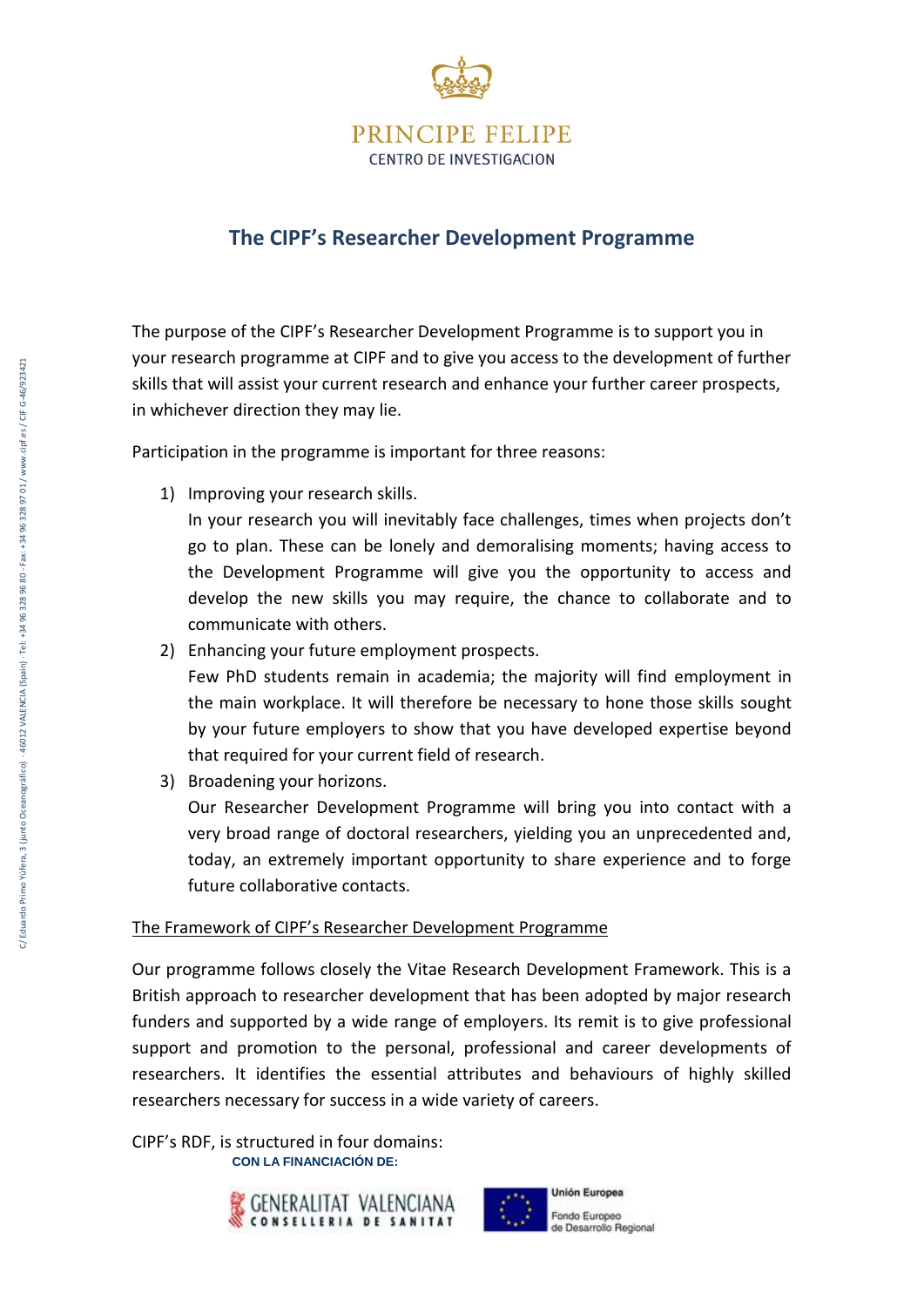PRINCIPE FELIPE
CENTRO DE INVESTIGACION

# The CIPF's Researcher Development Programme

The purpose of the CIPF's Researcher Development Programme is to support you in your research programme at CIPF and to give you access to the development of further skills that will assist your current research and enhance your further career prospects, in whichever direction they may lie.

Participation in the programme is important for three reasons:

1) Improving your research skills.
   In your research you will inevitably face challenges, times when projects don't go to plan. These can be lonely and demoralising moments; having access to the Development Programme will give you the opportunity to access and develop the new skills you may require, the chance to collaborate and to communicate with others.
2) Enhancing your future employment prospects.
   Few PhD students remain in academia; the majority will find employment in the main workplace. It will therefore be necessary to hone those skills sought by your future employers to show that you have developed expertise beyond that required for your current field of research.
3) Broadening your horizons.
   Our Researcher Development Programme will bring you into contact with a very broad range of doctoral researchers, yielding you an unprecedented and, today, an extremely important opportunity to share experience and to forge future collaborative contacts.

<u>The Framework of CIPF's Researcher Development Programme</u>

Our programme follows closely the Vitae Research Development Framework. This is a British approach to researcher development that has been adopted by major research funders and supported by a wide range of employers. Its remit is to give professional support and promotion to the personal, professional and career developments of researchers. It identifies the essential attributes and behaviours of highly skilled researchers necessary for success in a wide variety of careers.

CIPF's RDF, is structured in four domains:

**CON LA FINANCIACIÓN DE:**

GENERALITAT VALENCIANA CONSELLERIA DE SANITAT

Unión Europea
Fondo Europeo de Desarrollo Regional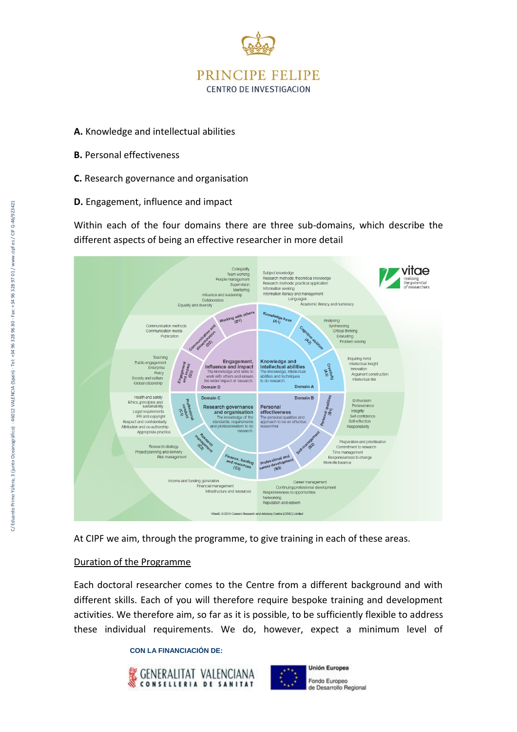**A.** Knowledge and intellectual abilities

**B.** Personal effectiveness

**C.** Research governance and organisation

**D.** Engagement, influence and impact

Within each of the four domains there are three sub-domains, which describe the different aspects of being an effective researcher in more detail

At CIPF we aim, through the programme, to give training in each of these areas.

<u>Duration of the Programme</u>

Each doctoral researcher comes to the Centre from a different background and with different skills. Each of you will therefore require bespoke training and development activities. We therefore aim, so far as it is possible, to be sufficiently flexible to address these individual requirements. We do, however, expect a minimum level of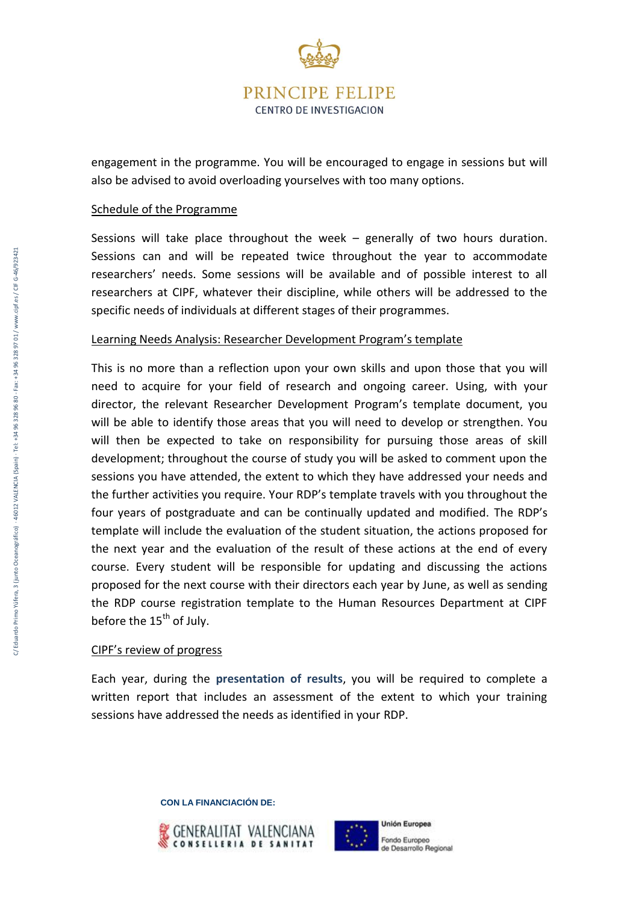engagement in the programme. You will be encouraged to engage in sessions but will also be advised to avoid overloading yourselves with too many options.

## Schedule of the Programme

Sessions will take place throughout the week – generally of two hours duration. Sessions can and will be repeated twice throughout the year to accommodate researchers' needs. Some sessions will be available and of possible interest to all researchers at CIPF, whatever their discipline, while others will be addressed to the specific needs of individuals at different stages of their programmes.

## Learning Needs Analysis: Researcher Development Program's template

This is no more than a reflection upon your own skills and upon those that you will need to acquire for your field of research and ongoing career. Using, with your director, the relevant Researcher Development Program's template document, you will be able to identify those areas that you will need to develop or strengthen. You will then be expected to take on responsibility for pursuing those areas of skill development; throughout the course of study you will be asked to comment upon the sessions you have attended, the extent to which they have addressed your needs and the further activities you require. Your RDP's template travels with you throughout the four years of postgraduate and can be continually updated and modified. The RDP's template will include the evaluation of the student situation, the actions proposed for the next year and the evaluation of the result of these actions at the end of every course. Every student will be responsible for updating and discussing the actions proposed for the next course with their directors each year by June, as well as sending the RDP course registration template to the Human Resources Department at CIPF before the 15th of July.

## CIPF's review of progress

Each year, during the **presentation of results**, you will be required to complete a written report that includes an assessment of the extent to which your training sessions have addressed the needs as identified in your RDP.